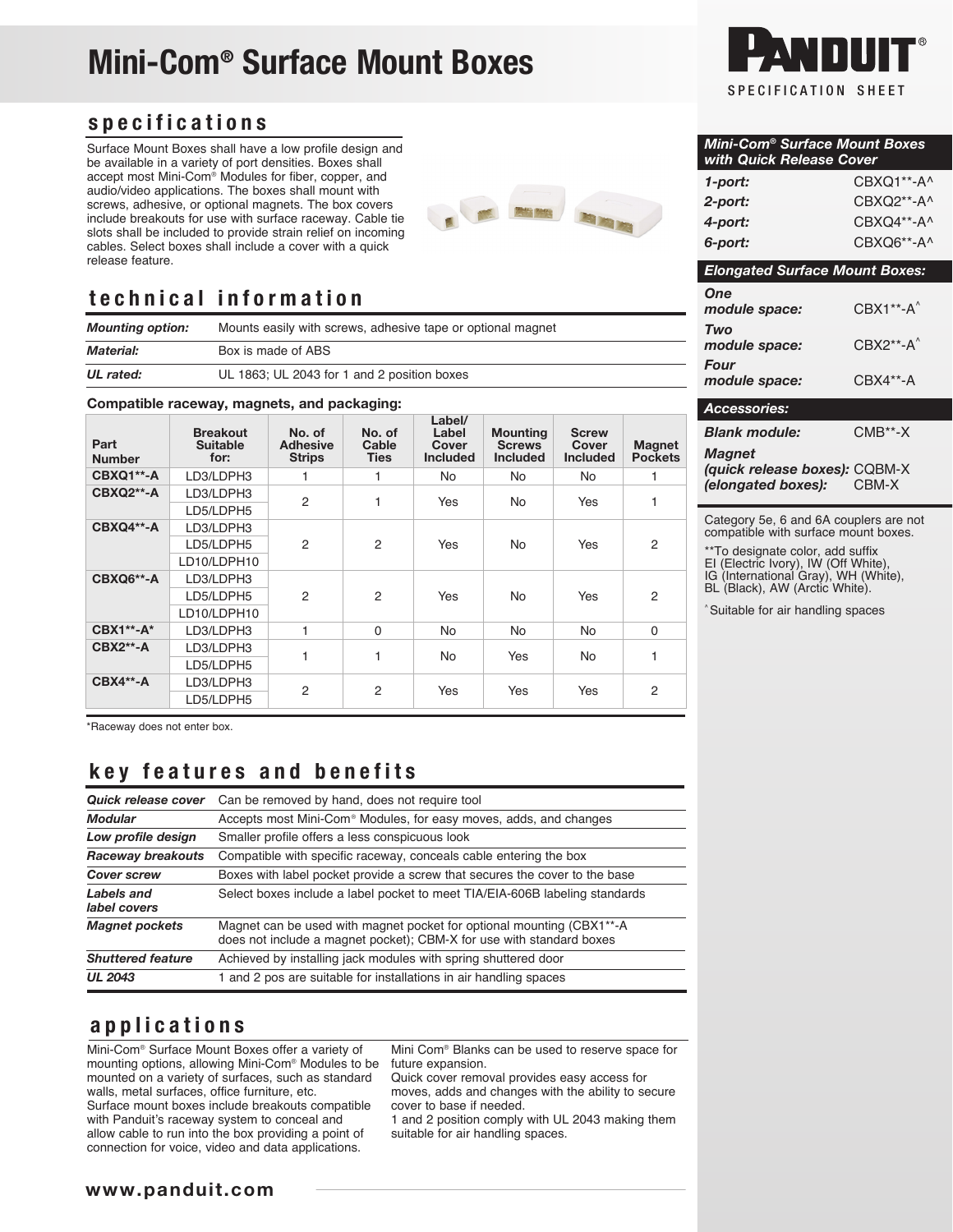# Mini-Com® Surface Mount Boxes

PANDUIT® SPECIFICATION SHEET

## specifications

Surface Mount Boxes shall have a low profile design and be available in a variety of port densities. Boxes shall accept most Mini-Com® Modules for fiber, copper, and audio/video applications. The boxes shall mount with screws, adhesive, or optional magnets. The box covers include breakouts for use with surface raceway. Cable tie slots shall be included to provide strain relief on incoming cables. Select boxes shall include a cover with a quick release feature.

## technical information

| | |
|---|---|
| *Mounting option:* | Mounts easily with screws, adhesive tape or optional magnet |
| *Material:* | Box is made of ABS |
| *UL rated:* | UL 1863; UL 2043 for 1 and 2 position boxes |

**Compatible raceway, magnets, and packaging:**

| Part Number | Breakout Suitable for: | No. of Adhesive Strips | No. of Cable Ties | Label/ Label Cover Included | Mounting Screws Included | Screw Cover Included | Magnet Pockets |
|---|---|---|---|---|---|---|---|
| **CBXQ1**-A** | LD3/LDPH3 | 1 | 1 | No | No | No | 1 |
| **CBXQ2**-A** | LD3/LDPH3 | 2 | 1 | Yes | No | Yes | 1 |
| | LD5/LDPH5 | | | | | | |
| **CBXQ4**-A** | LD3/LDPH3 | 2 | 2 | Yes | No | Yes | 2 |
| | LD5/LDPH5 | | | | | | |
| | LD10/LDPH10 | | | | | | |
| **CBXQ6**-A** | LD3/LDPH3 | 2 | 2 | Yes | No | Yes | 2 |
| | LD5/LDPH5 | | | | | | |
| | LD10/LDPH10 | | | | | | |
| **CBX1**-A*** | LD3/LDPH3 | 1 | 0 | No | No | No | 0 |
| **CBX2**-A** | LD3/LDPH3 | 1 | 1 | No | Yes | No | 1 |
| | LD5/LDPH5 | | | | | | |
| **CBX4**-A** | LD3/LDPH3 | 2 | 2 | Yes | Yes | Yes | 2 |
| | LD5/LDPH5 | | | | | | |

*Raceway does not enter box.

## key features and benefits

| | |
|---|---|
| *Quick release cover* | Can be removed by hand, does not require tool |
| *Modular* | Accepts most Mini-Com® Modules, for easy moves, adds, and changes |
| *Low profile design* | Smaller profile offers a less conspicuous look |
| *Raceway breakouts* | Compatible with specific raceway, conceals cable entering the box |
| *Cover screw* | Boxes with label pocket provide a screw that secures the cover to the base |
| *Labels and label covers* | Select boxes include a label pocket to meet TIA/EIA-606B labeling standards |
| *Magnet pockets* | Magnet can be used with magnet pocket for optional mounting (CBX1**-A does not include a magnet pocket); CBM-X for use with standard boxes |
| *Shuttered feature* | Achieved by installing jack modules with spring shuttered door |
| *UL 2043* | 1 and 2 pos are suitable for installations in air handling spaces |

## applications

Mini-Com® Surface Mount Boxes offer a variety of mounting options, allowing Mini-Com® Modules to be mounted on a variety of surfaces, such as standard walls, metal surfaces, office furniture, etc.
Surface mount boxes include breakouts compatible with Panduit's raceway system to conceal and allow cable to run into the box providing a point of connection for voice, video and data applications.

Mini Com® Blanks can be used to reserve space for future expansion.
Quick cover removal provides easy access for moves, adds and changes with the ability to secure cover to base if needed.
1 and 2 position comply with UL 2043 making them suitable for air handling spaces.

### Mini-Com® Surface Mount Boxes with Quick Release Cover

| | |
|---|---|
| *1-port:* | CBXQ1**-A^ |
| *2-port:* | CBXQ2**-A^ |
| *4-port:* | CBXQ4**-A^ |
| *6-port:* | CBXQ6**-A^ |

### Elongated Surface Mount Boxes:

| | |
|---|---|
| *One module space:* | CBX1**-A^ |
| *Two module space:* | CBX2**-A^ |
| *Four module space:* | CBX4**-A |

### Accessories:

| | |
|---|---|
| *Blank module:* | CMB**-X |
| *Magnet (quick release boxes):* | CQBM-X |
| *(elongated boxes):* | CBM-X |

Category 5e, 6 and 6A couplers are not compatible with surface mount boxes.

**To designate color, add suffix EI (Electric Ivory), IW (Off White), IG (International Gray), WH (White), BL (Black), AW (Arctic White).

^ Suitable for air handling spaces

www.panduit.com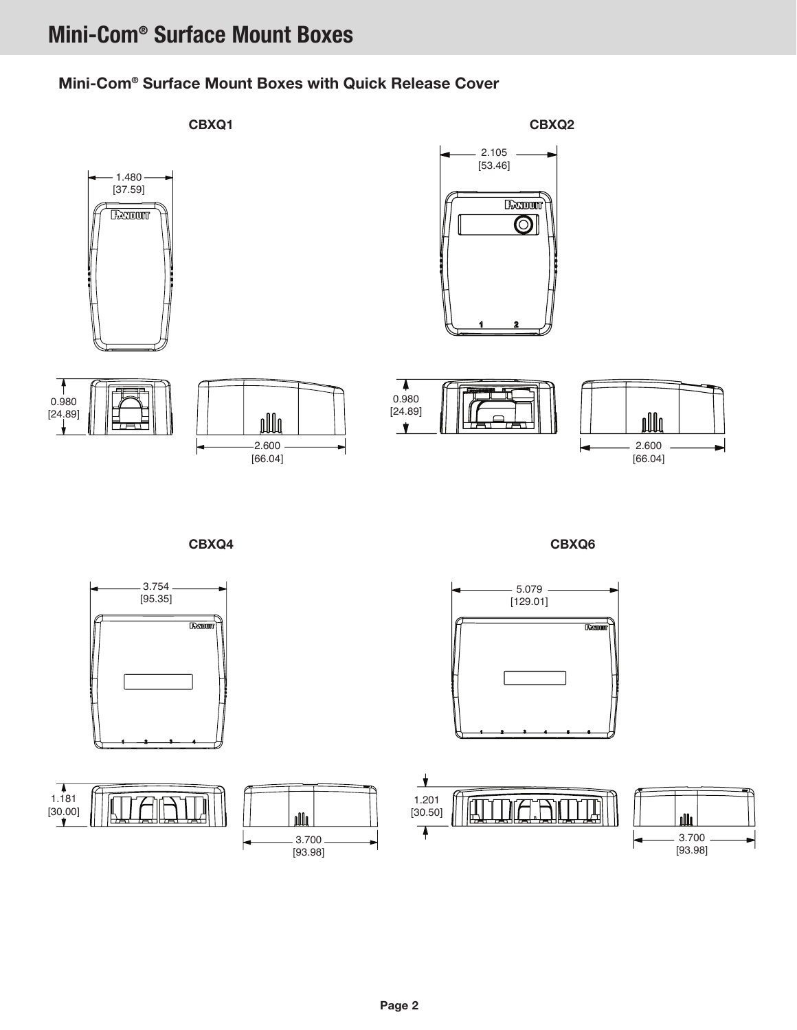# Mini-Com® Surface Mount Boxes

## Mini-Com® Surface Mount Boxes with Quick Release Cover

**CBXQ1**

1.480
[37.59]

0.980
[24.89]

2.600
[66.04]

**CBXQ2**

2.105
[53.46]

0.980
[24.89]

2.600
[66.04]

**CBXQ4**

3.754
[95.35]

1.181
[30.00]

3.700
[93.98]

**CBXQ6**

5.079
[129.01]

1.201
[30.50]

3.700
[93.98]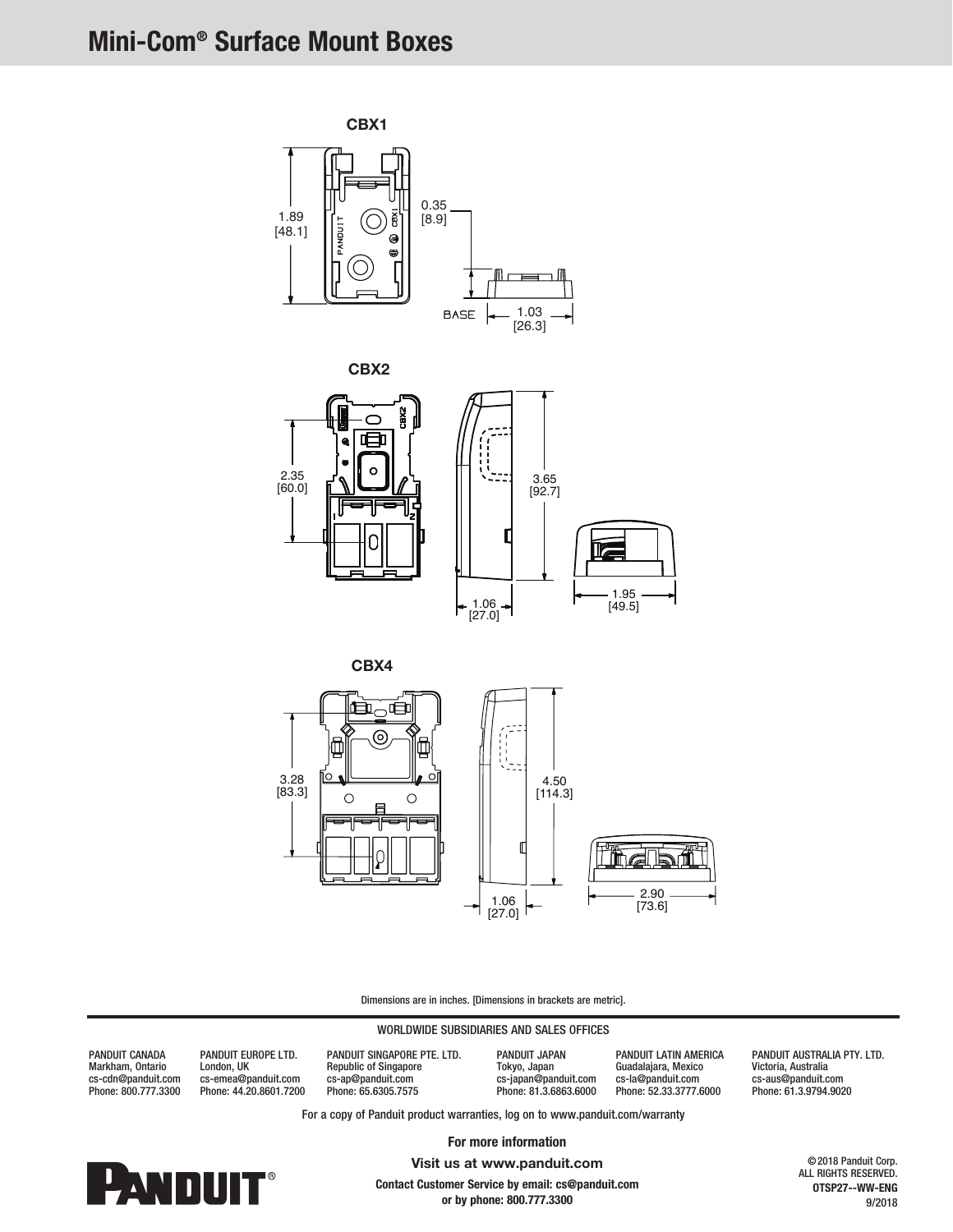# Mini-Com® Surface Mount Boxes

**CBX1**

1.89
[48.1]

0.35
[8.9]

BASE 1.03
[26.3]

**CBX2**

2.35
[60.0]

3.65
[92.7]

1.06
[27.0]

1.95
[49.5]

**CBX4**

3.28
[83.3]

4.50
[114.3]

1.06
[27.0]

2.90
[73.6]

Dimensions are in inches. [Dimensions in brackets are metric].

WORLDWIDE SUBSIDIARIES AND SALES OFFICES

PANDUIT CANADA
Markham, Ontario
cs-cdn@panduit.com
Phone: 800.777.3300

PANDUIT EUROPE LTD.
London, UK
cs-emea@panduit.com
Phone: 44.20.8601.7200

PANDUIT SINGAPORE PTE. LTD.
Republic of Singapore
cs-ap@panduit.com
Phone: 65.6305.7575

PANDUIT JAPAN
Tokyo, Japan
cs-japan@panduit.com
Phone: 81.3.6863.6000

PANDUIT LATIN AMERICA
Guadalajara, Mexico
cs-la@panduit.com
Phone: 52.33.3777.6000

PANDUIT AUSTRALIA PTY. LTD.
Victoria, Australia
cs-aus@panduit.com
Phone: 61.3.9794.9020

For a copy of Panduit product warranties, log on to www.panduit.com/warranty

**For more information**

**Visit us at www.panduit.com**

**Contact Customer Service by email: cs@panduit.com**
**or by phone: 800.777.3300**

©2018 Panduit Corp.
ALL RIGHTS RESERVED.
**OTSP27--WW-ENG**
9/2018